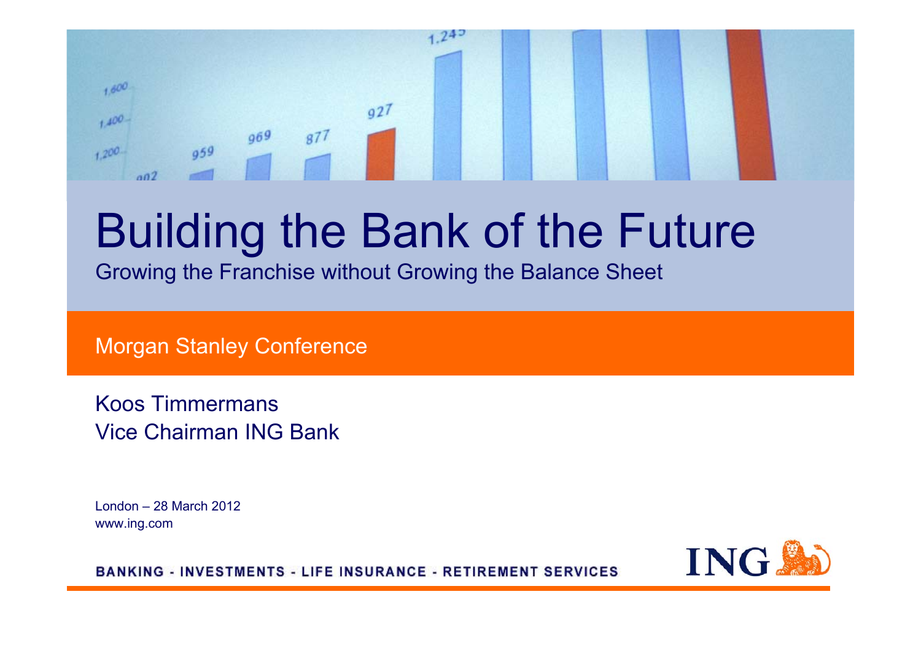# Building the Bank of the Future

Growing the Franchise without Growing the Balance Sheet

Morgan Stanley Conference

Koos Timmermans
Vice Chairman ING Bank

London – 28 March 2012
www.ing.com

BANKING - INVESTMENTS - LIFE INSURANCE - RETIREMENT SERVICES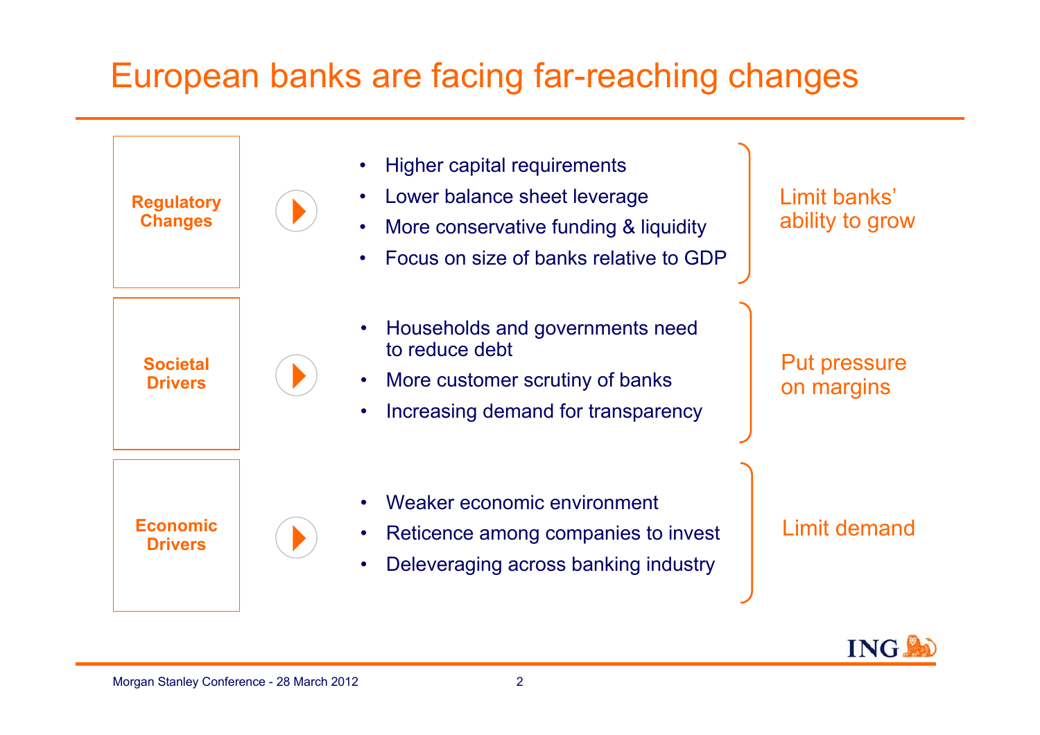# European banks are facing far-reaching changes

**Regulatory Changes**

- Higher capital requirements
- Lower balance sheet leverage
- More conservative funding & liquidity
- Focus on size of banks relative to GDP

Limit banks' ability to grow

**Societal Drivers**

- Households and governments need to reduce debt
- More customer scrutiny of banks
- Increasing demand for transparency

Put pressure on margins

**Economic Drivers**

- Weaker economic environment
- Reticence among companies to invest
- Deleveraging across banking industry

Limit demand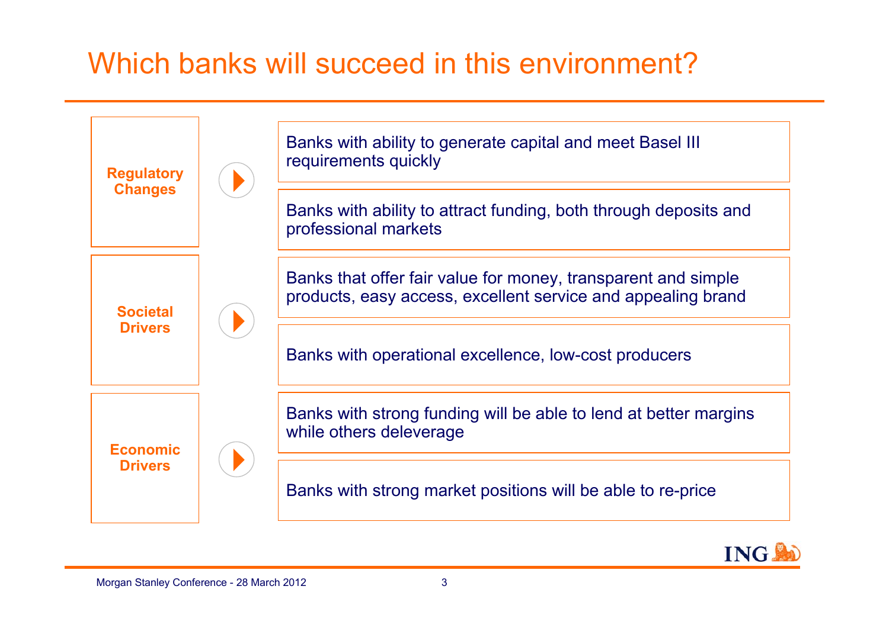# Which banks will succeed in this environment?

**Regulatory Changes**

- Banks with ability to generate capital and meet Basel III requirements quickly
- Banks with ability to attract funding, both through deposits and professional markets

**Societal Drivers**

- Banks that offer fair value for money, transparent and simple products, easy access, excellent service and appealing brand
- Banks with operational excellence, low-cost producers

**Economic Drivers**

- Banks with strong funding will be able to lend at better margins while others deleverage
- Banks with strong market positions will be able to re-price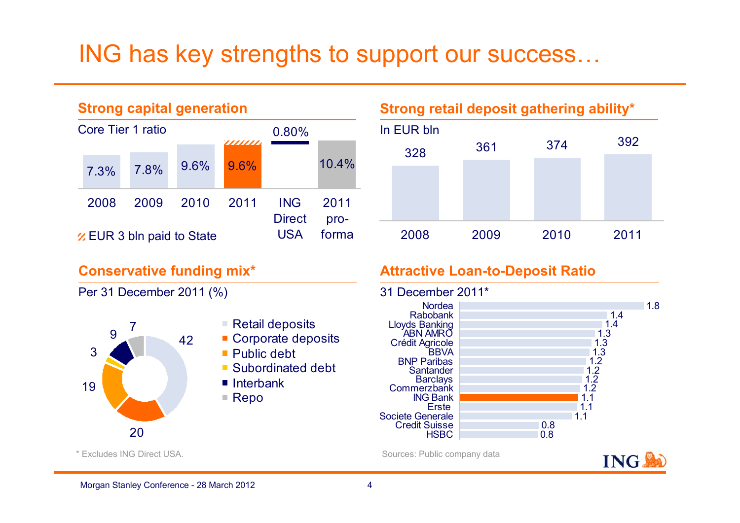# ING has key strengths to support our success…

## Strong capital generation

Core Tier 1 ratio

| 2008 | 2009 | 2010 | 2011 | ING Direct USA | 2011 pro-forma |
|---|---|---|---|---|---|
| 7.3% | 7.8% | 9.6% | 9.6% | 0.80% | 10.4% |

EUR 3 bln paid to State

## Strong retail deposit gathering ability*

In EUR bln

| 2008 | 2009 | 2010 | 2011 |
|---|---|---|---|
| 328 | 361 | 374 | 392 |

## Conservative funding mix*

Per 31 December 2011 (%)

| Category | % |
|---|---|
| Retail deposits | 42 |
| Corporate deposits | 20 |
| Public debt | 19 |
| Subordinated debt | 3 |
| Interbank | 9 |
| Repo | 7 |

## Attractive Loan-to-Deposit Ratio

31 December 2011*

| Bank | Ratio |
|---|---|
| Nordea | 1.8 |
| Rabobank | 1.4 |
| Lloyds Banking | 1.4 |
| ABN AMRO | 1.3 |
| Crédit Agricole | 1.3 |
| BBVA | 1.3 |
| BNP Paribas | 1.2 |
| Santander | 1.2 |
| Barclays | 1.2 |
| Commerzbank | 1.2 |
| ING Bank | 1.1 |
| Erste | 1.1 |
| Societe Generale | 1.1 |
| Credit Suisse | 0.8 |
| HSBC | 0.8 |

\* Excludes ING Direct USA.

Sources: Public company data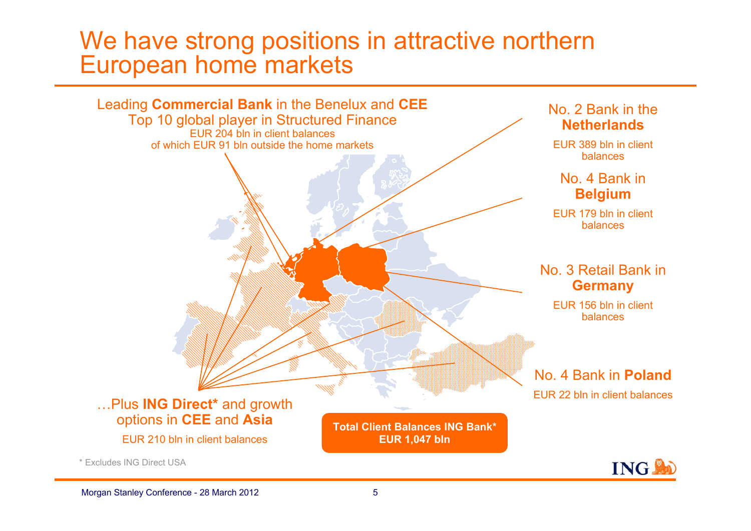# We have strong positions in attractive northern European home markets

Leading **Commercial Bank** in the Benelux and **CEE**
Top 10 global player in Structured Finance
EUR 204 bln in client balances
of which EUR 91 bln outside the home markets

No. 2 Bank in the **Netherlands**
EUR 389 bln in client balances

No. 4 Bank in **Belgium**
EUR 179 bln in client balances

No. 3 Retail Bank in **Germany**
EUR 156 bln in client balances

No. 4 Bank in **Poland**
EUR 22 bln in client balances

…Plus **ING Direct*** and growth options in **CEE** and **Asia**
EUR 210 bln in client balances

**Total Client Balances ING Bank***
**EUR 1,047 bln**

* Excludes ING Direct USA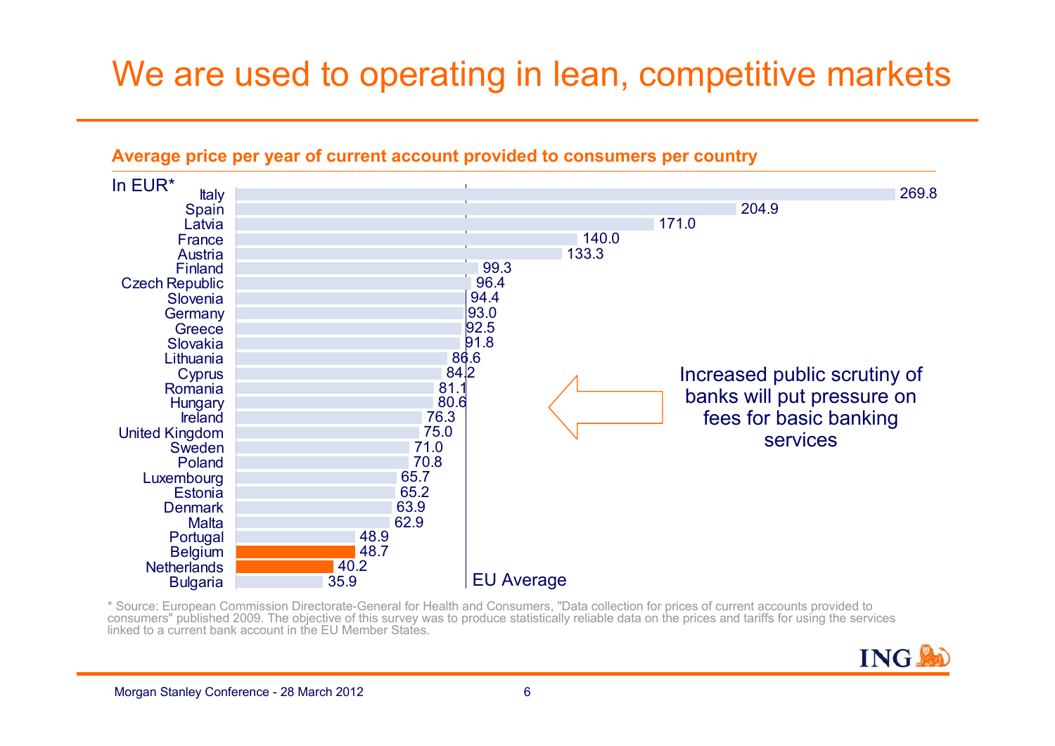# We are used to operating in lean, competitive markets

**Average price per year of current account provided to consumers per country**

In EUR*

| Country | Price (EUR) |
| --- | --- |
| Italy | 269.8 |
| Spain | 204.9 |
| Latvia | 171.0 |
| France | 140.0 |
| Austria | 133.3 |
| Finland | 99.3 |
| Czech Republic | 96.4 |
| Slovenia | 94.4 |
| Germany | 93.0 |
| Greece | 92.5 |
| Slovakia | 91.8 |
| Lithuania | 86.6 |
| Cyprus | 84.2 |
| Romania | 81.1 |
| Hungary | 80.6 |
| Ireland | 76.3 |
| United Kingdom | 75.0 |
| Sweden | 71.0 |
| Poland | 70.8 |
| Luxembourg | 65.7 |
| Estonia | 65.2 |
| Denmark | 63.9 |
| Malta | 62.9 |
| Portugal | 48.9 |
| Belgium | 48.7 |
| Netherlands | 40.2 |
| Bulgaria | 35.9 |

EU Average

Increased public scrutiny of banks will put pressure on fees for basic banking services

* Source: European Commission Directorate-General for Health and Consumers, "Data collection for prices of current accounts provided to consumers" published 2009. The objective of this survey was to produce statistically reliable data on the prices and tariffs for using the services linked to a current bank account in the EU Member States.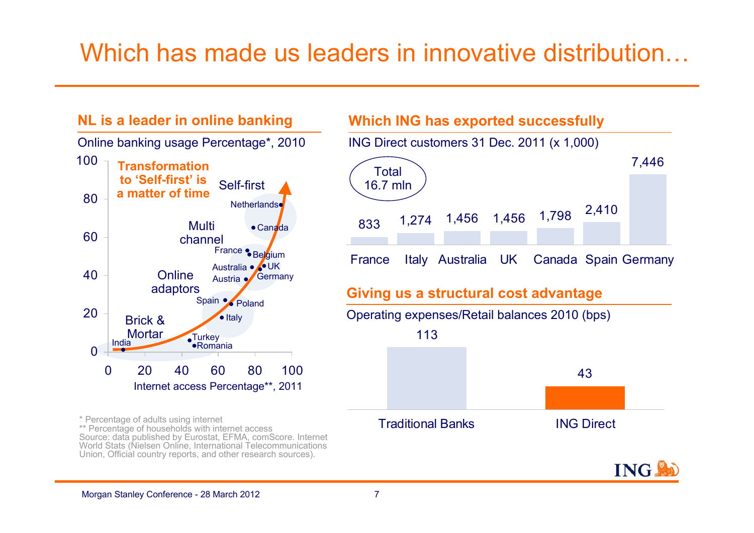# Which has made us leaders in innovative distribution…

## NL is a leader in online banking

Online banking usage Percentage*, 2010

Transformation to 'Self-first' is a matter of time

| Segment | Countries |
|---|---|
| Self-first | Netherlands, Canada |
| Multi channel | France, Belgium, Australia, UK, Austria, Germany |
| Online adaptors | Spain, Poland, Italy |
| Brick & Mortar | India, Turkey, Romania |

Internet access Percentage**, 2011

\* Percentage of adults using internet
\*\* Percentage of households with internet access
Source: data published by Eurostat, EFMA, comScore. Internet World Stats (Nielsen Online, International Telecommunications Union, Official country reports, and other research sources).

## Which ING has exported successfully

ING Direct customers 31 Dec. 2011 (x 1,000)

Total 16.7 mln

| France | Italy | Australia | UK | Canada | Spain | Germany |
|---|---|---|---|---|---|---|
| 833 | 1,274 | 1,456 | 1,456 | 1,798 | 2,410 | 7,446 |

## Giving us a structural cost advantage

Operating expenses/Retail balances 2010 (bps)

| Traditional Banks | ING Direct |
|---|---|
| 113 | 43 |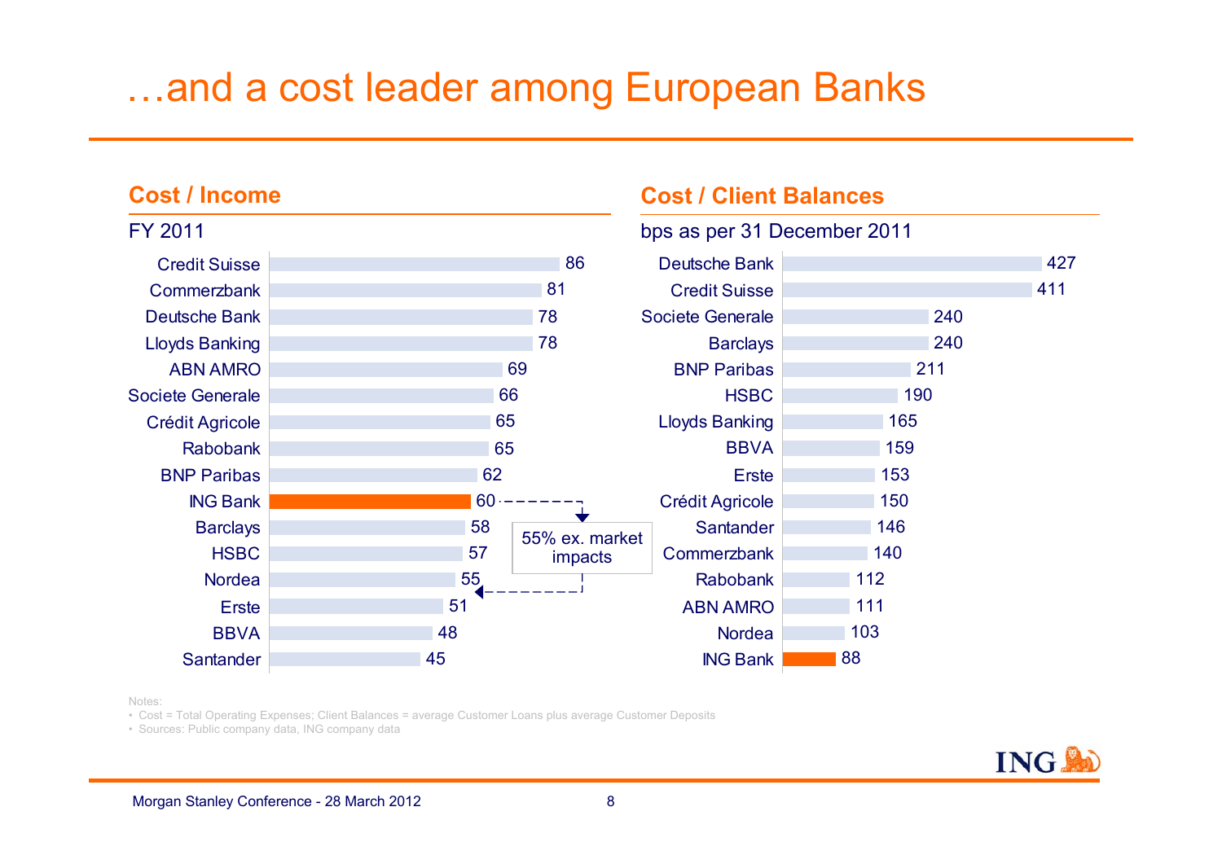# …and a cost leader among European Banks

## Cost / Income

FY 2011

| Bank | Cost / Income |
|---|---|
| Credit Suisse | 86 |
| Commerzbank | 81 |
| Deutsche Bank | 78 |
| Lloyds Banking | 78 |
| ABN AMRO | 69 |
| Societe Generale | 66 |
| Crédit Agricole | 65 |
| Rabobank | 65 |
| BNP Paribas | 62 |
| ING Bank | 60 |
| Barclays | 58 |
| HSBC | 57 |
| Nordea | 55 |
| Erste | 51 |
| BBVA | 48 |
| Santander | 45 |

ING Bank: 55% ex. market impacts

## Cost / Client Balances

bps as per 31 December 2011

| Bank | Cost / Client Balances |
|---|---|
| Deutsche Bank | 427 |
| Credit Suisse | 411 |
| Societe Generale | 240 |
| Barclays | 240 |
| BNP Paribas | 211 |
| HSBC | 190 |
| Lloyds Banking | 165 |
| BBVA | 159 |
| Erste | 153 |
| Crédit Agricole | 150 |
| Santander | 146 |
| Commerzbank | 140 |
| Rabobank | 112 |
| ABN AMRO | 111 |
| Nordea | 103 |
| ING Bank | 88 |

Notes:
- Cost = Total Operating Expenses; Client Balances = average Customer Loans plus average Customer Deposits
- Sources: Public company data, ING company data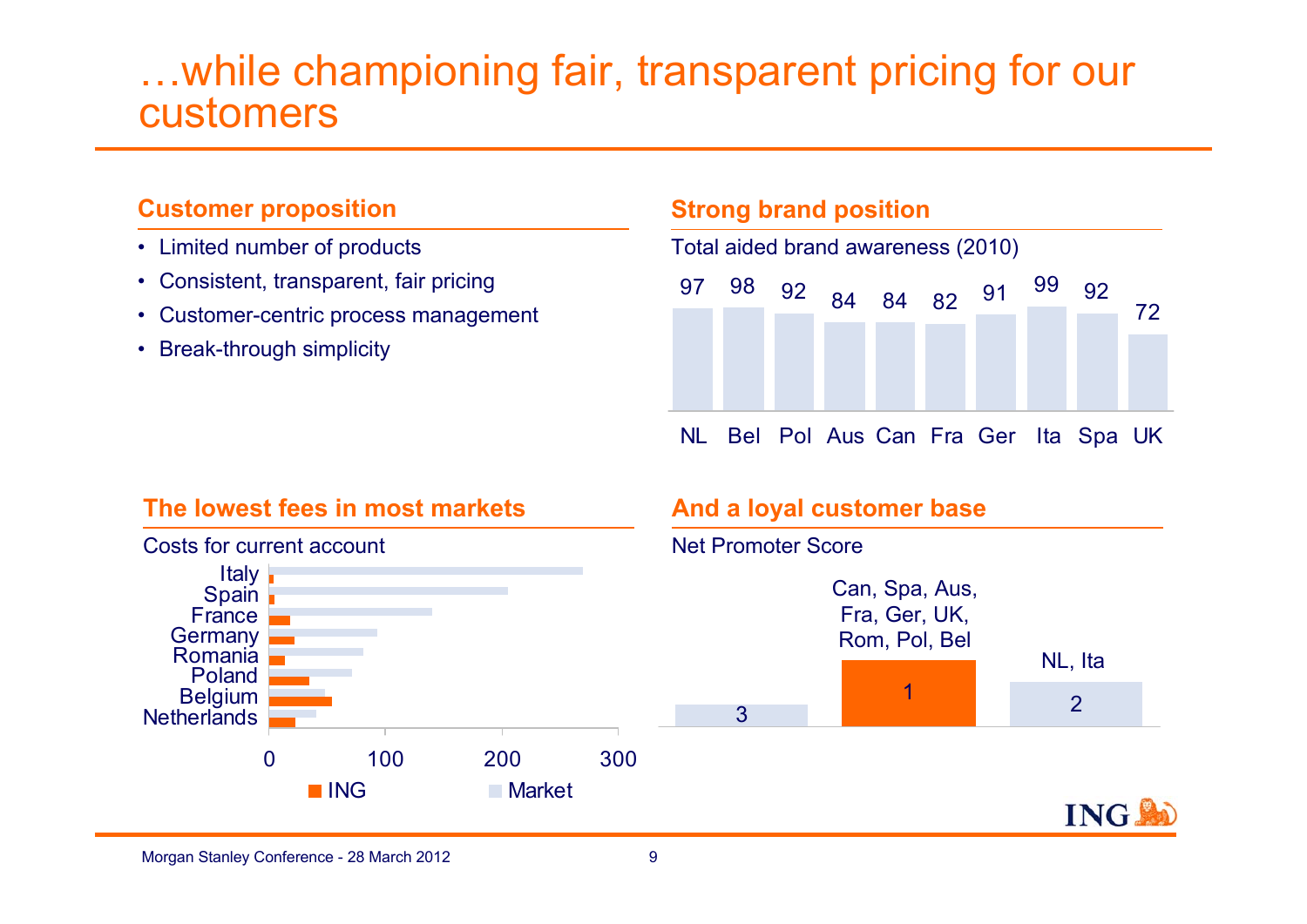# …while championing fair, transparent pricing for our customers

## Customer proposition

- Limited number of products
- Consistent, transparent, fair pricing
- Customer-centric process management
- Break-through simplicity

## Strong brand position

Total aided brand awareness (2010)

| NL | Bel | Pol | Aus | Can | Fra | Ger | Ita | Spa | UK |
|---|---|---|---|---|---|---|---|---|---|
| 97 | 98 | 92 | 84 | 84 | 82 | 91 | 99 | 92 | 72 |

## The lowest fees in most markets

Costs for current account

Italy, Spain, France, Germany, Romania, Poland, Belgium, Netherlands

0, 100, 200, 300

ING, Market

## And a loyal customer base

Net Promoter Score

| Rank | Countries |
|---|---|
| 1 | Can, Spa, Aus, Fra, Ger, UK, Rom, Pol, Bel |
| 2 | NL, Ita |
| 3 | |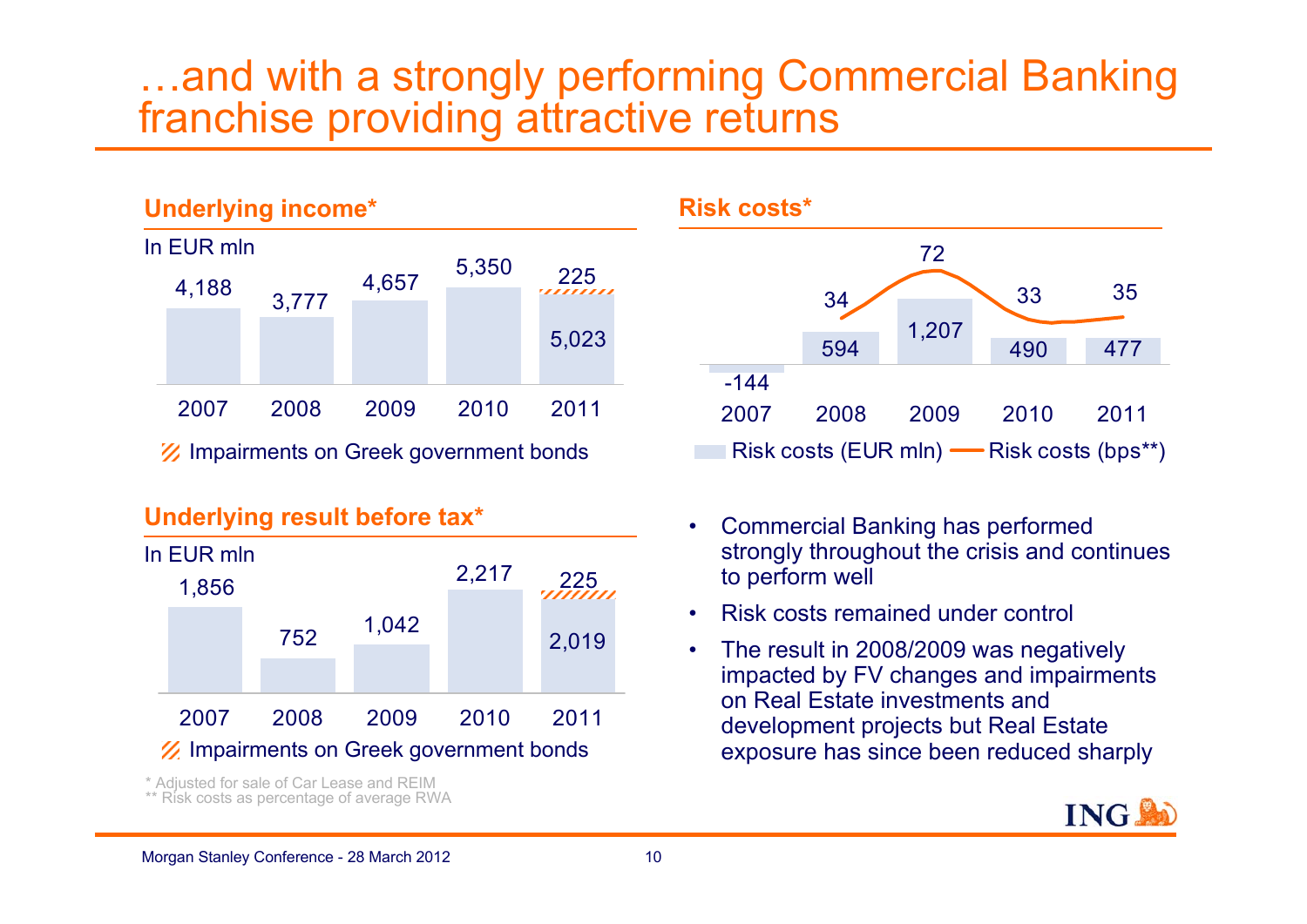# …and with a strongly performing Commercial Banking franchise providing attractive returns

## Underlying income*

In EUR mln

| | 2007 | 2008 | 2009 | 2010 | 2011 |
|---|---|---|---|---|---|
| Underlying income | 4,188 | 3,777 | 4,657 | 5,350 | 5,023 |
| Impairments on Greek government bonds | | | | | 225 |

## Risk costs*

| | 2007 | 2008 | 2009 | 2010 | 2011 |
|---|---|---|---|---|---|
| Risk costs (EUR mln) | -144 | 594 | 1,207 | 490 | 477 |
| Risk costs (bps**) | | 34 | 72 | 33 | 35 |

## Underlying result before tax*

In EUR mln

| | 2007 | 2008 | 2009 | 2010 | 2011 |
|---|---|---|---|---|---|
| Underlying result before tax | 1,856 | 752 | 1,042 | 2,217 | 2,019 |
| Impairments on Greek government bonds | | | | | 225 |

- Commercial Banking has performed strongly throughout the crisis and continues to perform well
- Risk costs remained under control
- The result in 2008/2009 was negatively impacted by FV changes and impairments on Real Estate investments and development projects but Real Estate exposure has since been reduced sharply

\* Adjusted for sale of Car Lease and REIM
** Risk costs as percentage of average RWA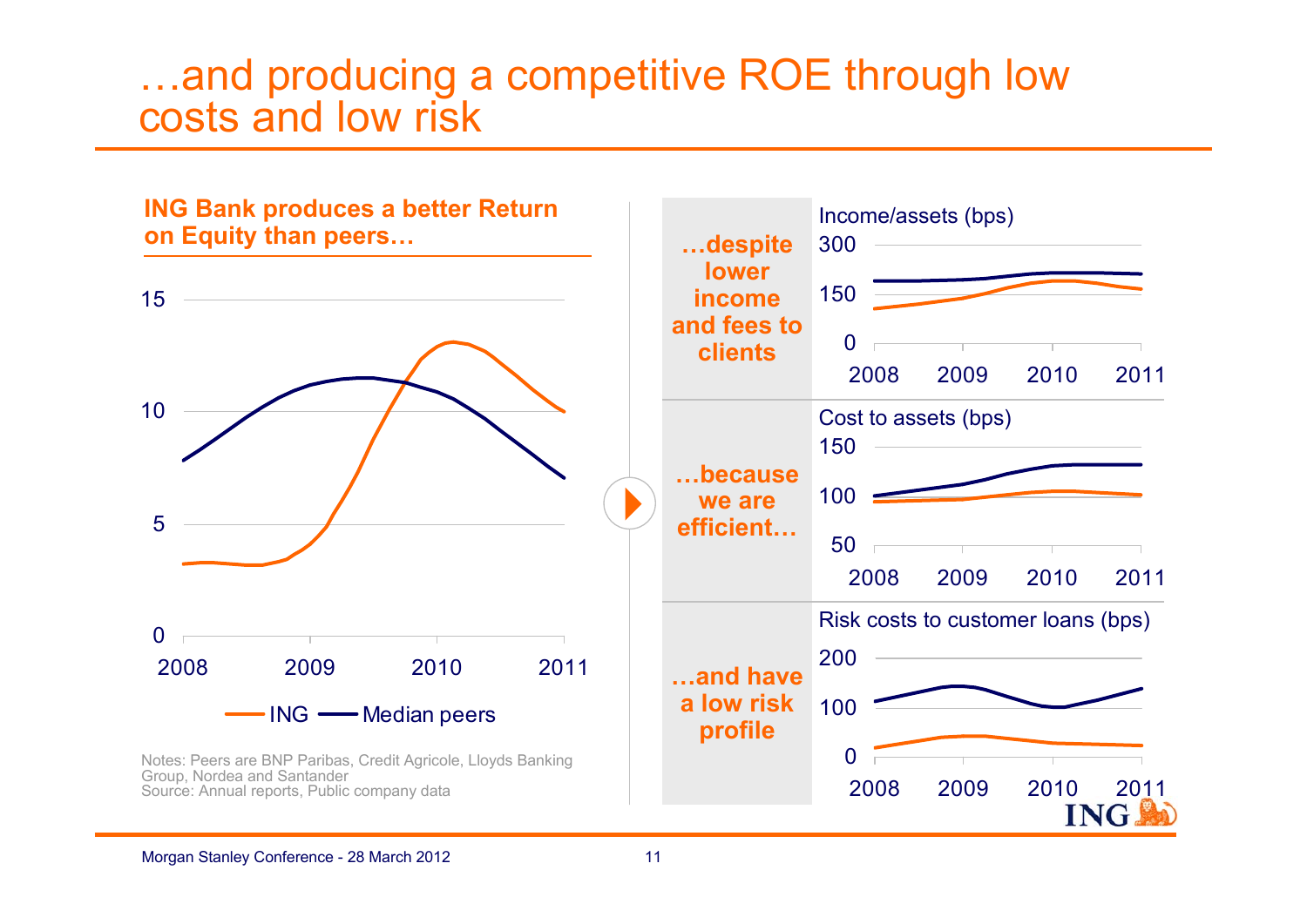# …and producing a competitive ROE through low costs and low risk

**ING Bank produces a better Return on Equity than peers…**

15

10

5

0

2008 2009 2010 2011

ING — Median peers

Notes: Peers are BNP Paribas, Credit Agricole, Lloyds Banking Group, Nordea and Santander
Source: Annual reports, Public company data

**…despite lower income and fees to clients**

Income/assets (bps)

300
150
0

2008 2009 2010 2011

**…because we are efficient…**

Cost to assets (bps)

150
100
50

2008 2009 2010 2011

**…and have a low risk profile**

Risk costs to customer loans (bps)

200
100
0

2008 2009 2010 2011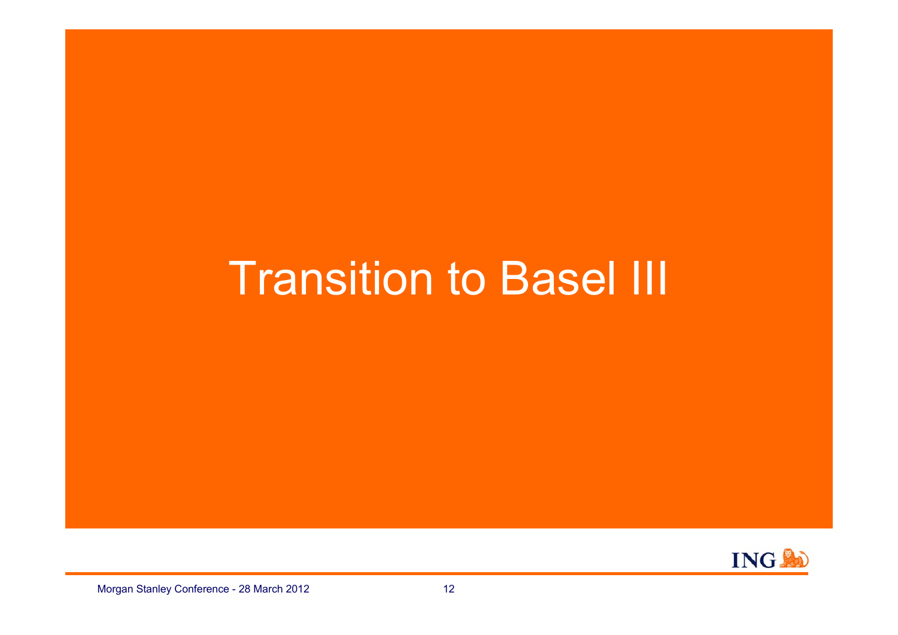# Transition to Basel III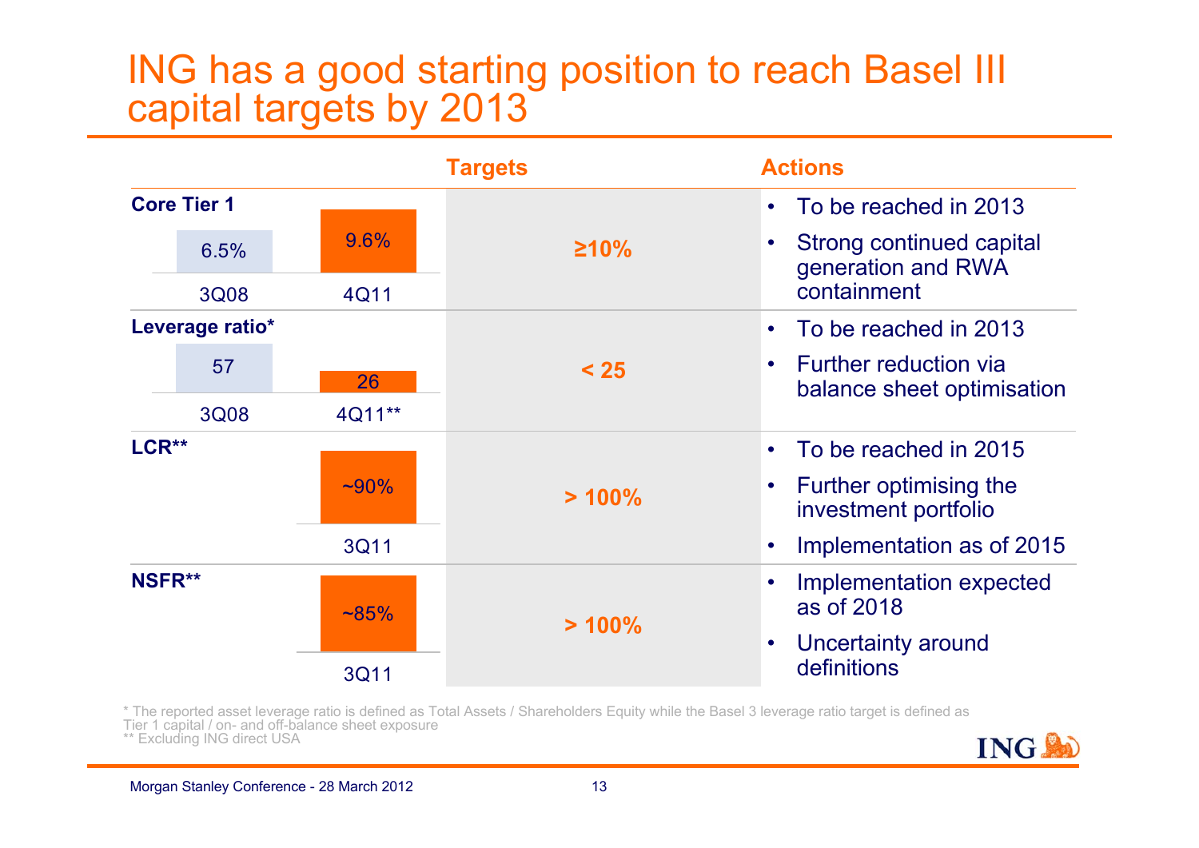# ING has a good starting position to reach Basel III capital targets by 2013

| | Values | Targets | Actions |
|---|---|---|---|
| **Core Tier 1** | 3Q08: 6.5%; 4Q11: 9.6% | **≥10%** | • To be reached in 2013<br>• Strong continued capital generation and RWA containment |
| **Leverage ratio*** | 3Q08: 57; 4Q11**: 26 | **< 25** | • To be reached in 2013<br>• Further reduction via balance sheet optimisation |
| **LCR**** | 3Q11: ~90% | **> 100%** | • To be reached in 2015<br>• Further optimising the investment portfolio<br>• Implementation as of 2015 |
| **NSFR**** | 3Q11: ~85% | **> 100%** | • Implementation expected as of 2018<br>• Uncertainty around definitions |

\* The reported asset leverage ratio is defined as Total Assets / Shareholders Equity while the Basel 3 leverage ratio target is defined as Tier 1 capital / on- and off-balance sheet exposure

\*\* Excluding ING direct USA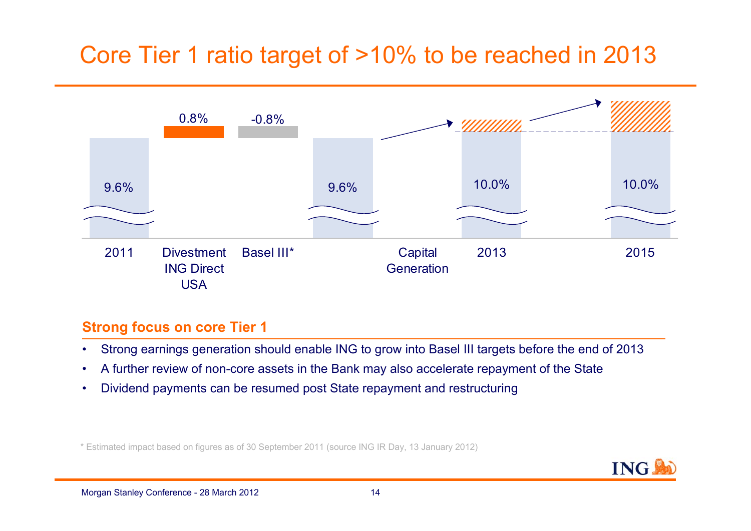# Core Tier 1 ratio target of >10% to be reached in 2013

| 2011 | Divestment ING Direct USA | Basel III* | | Capital Generation | 2013 | 2015 |
|---|---|---|---|---|---|---|
| 9.6% | 0.8% | -0.8% | 9.6% | | 10.0% | 10.0% |

## Strong focus on core Tier 1

- Strong earnings generation should enable ING to grow into Basel III targets before the end of 2013
- A further review of non-core assets in the Bank may also accelerate repayment of the State
- Dividend payments can be resumed post State repayment and restructuring

* Estimated impact based on figures as of 30 September 2011 (source ING IR Day, 13 January 2012)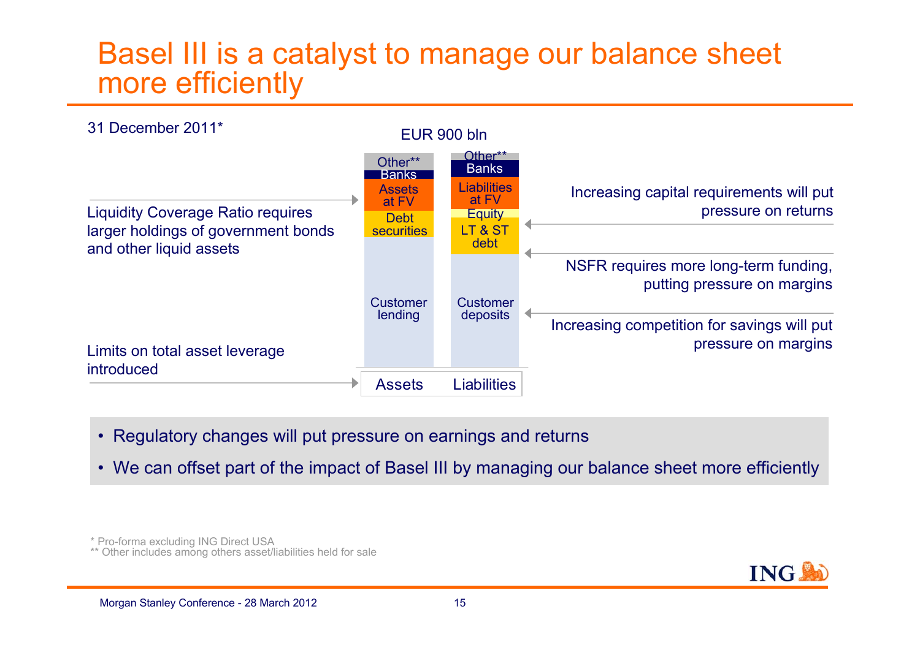# Basel III is a catalyst to manage our balance sheet more efficiently

31 December 2011*

EUR 900 bln

| Assets | Liabilities |
| --- | --- |
| Other** | Other** |
| Banks | Banks |
| Assets at FV | Liabilities at FV |
| Debt securities | Equity |
| Customer lending | LT & ST debt |
| | Customer deposits |

Liquidity Coverage Ratio requires larger holdings of government bonds and other liquid assets

Limits on total asset leverage introduced

Increasing capital requirements will put pressure on returns

NSFR requires more long-term funding, putting pressure on margins

Increasing competition for savings will put pressure on margins

- Regulatory changes will put pressure on earnings and returns
- We can offset part of the impact of Basel III by managing our balance sheet more efficiently

\* Pro-forma excluding ING Direct USA

\** Other includes among others asset/liabilities held for sale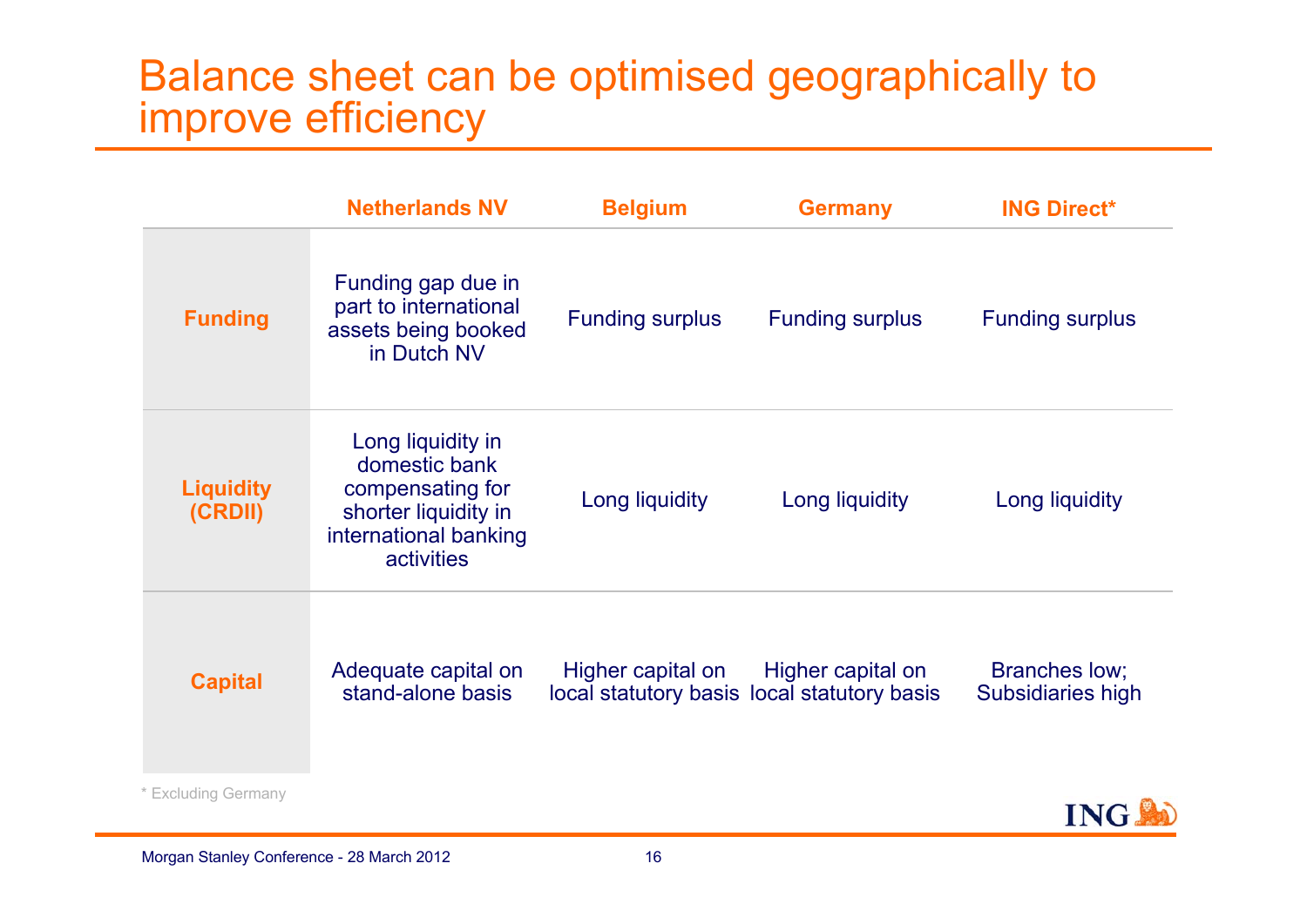# Balance sheet can be optimised geographically to improve efficiency

| | Netherlands NV | Belgium | Germany | ING Direct* |
|---|---|---|---|---|
| **Funding** | Funding gap due in part to international assets being booked in Dutch NV | Funding surplus | Funding surplus | Funding surplus |
| **Liquidity (CRDII)** | Long liquidity in domestic bank compensating for shorter liquidity in international banking activities | Long liquidity | Long liquidity | Long liquidity |
| **Capital** | Adequate capital on stand-alone basis | Higher capital on local statutory basis | Higher capital on local statutory basis | Branches low; Subsidiaries high |

* Excluding Germany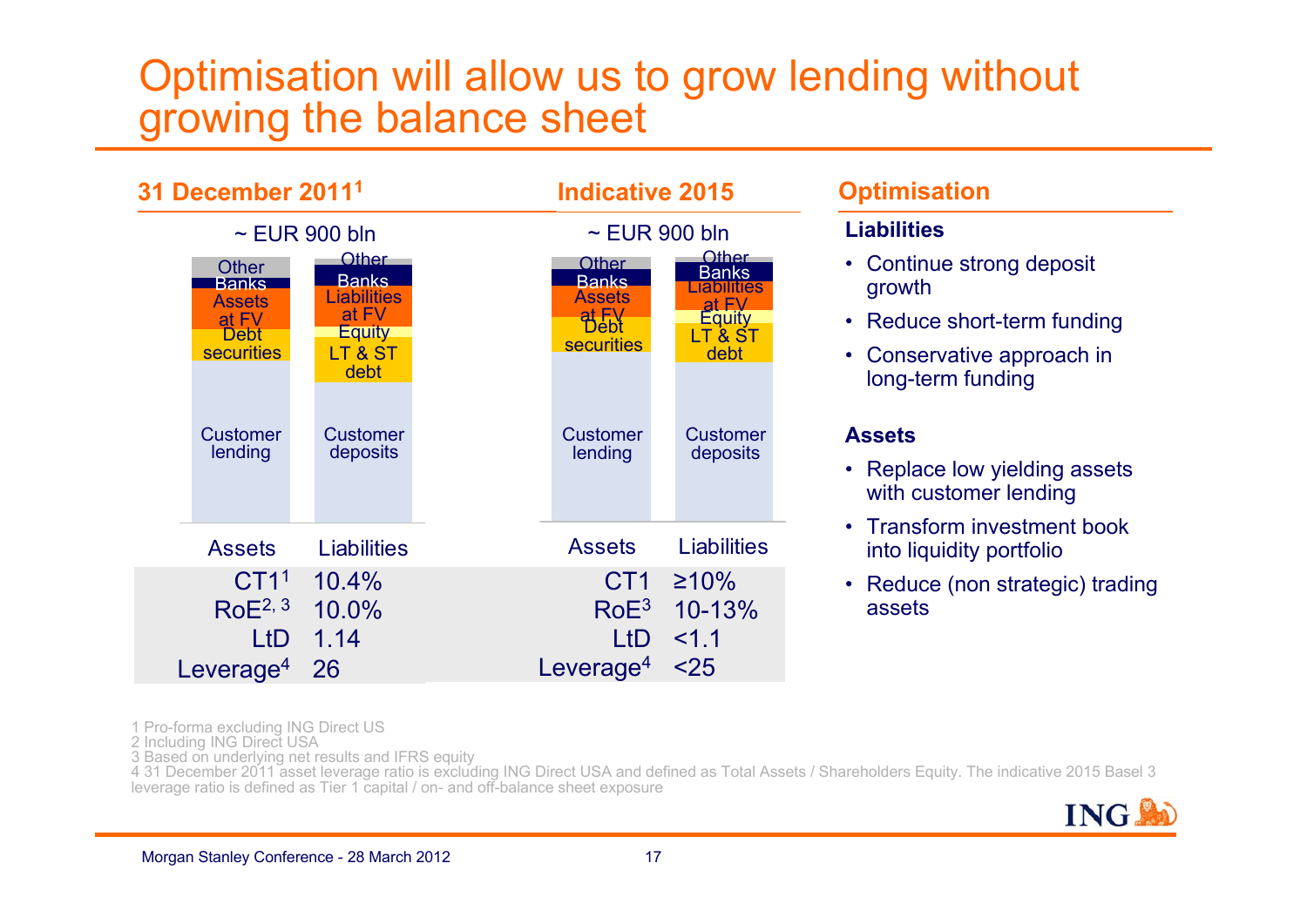# Optimisation will allow us to grow lending without growing the balance sheet

## 31 December 2011[1]

~ EUR 900 bln

| Assets | Liabilities |
|---|---|
| Other | Other |
| Banks | Banks |
| Assets at FV | Liabilities at FV |
| Debt securities | Equity |
| Customer lending | LT & ST debt |
| | Customer deposits |

| | |
|---|---|
| CT1[1] | 10.4% |
| RoE[2, 3] | 10.0% |
| LtD | 1.14 |
| Leverage[4] | 26 |

## Indicative 2015

~ EUR 900 bln

| Assets | Liabilities |
|---|---|
| Other | Other |
| Banks | Banks |
| Assets at FV | Liabilities at FV |
| Debt securities | Equity |
| Customer lending | LT & ST debt |
| | Customer deposits |

| | |
|---|---|
| CT1 | ≥10% |
| RoE[3] | 10-13% |
| LtD | <1.1 |
| Leverage[4] | <25 |

## Optimisation

**Liabilities**

- Continue strong deposit growth
- Reduce short-term funding
- Conservative approach in long-term funding

**Assets**

- Replace low yielding assets with customer lending
- Transform investment book into liquidity portfolio
- Reduce (non strategic) trading assets

1 Pro-forma excluding ING Direct US
2 Including ING Direct USA
3 Based on underlying net results and IFRS equity
4 31 December 2011 asset leverage ratio is excluding ING Direct USA and defined as Total Assets / Shareholders Equity. The indicative 2015 Basel 3 leverage ratio is defined as Tier 1 capital / on- and off-balance sheet exposure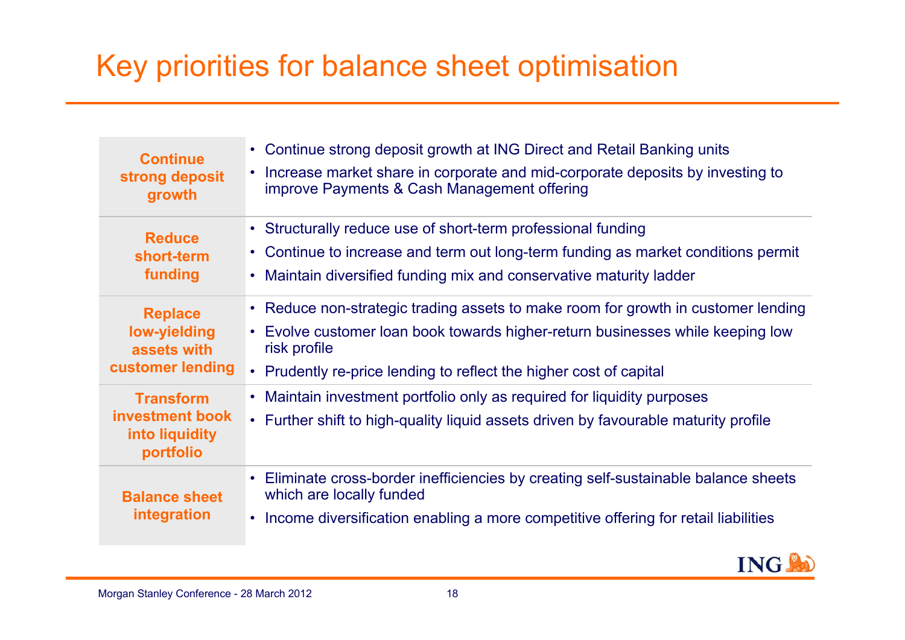# Key priorities for balance sheet optimisation

| | |
|---|---|
| **Continue strong deposit growth** | • Continue strong deposit growth at ING Direct and Retail Banking units<br>• Increase market share in corporate and mid-corporate deposits by investing to improve Payments & Cash Management offering |
| **Reduce short-term funding** | • Structurally reduce use of short-term professional funding<br>• Continue to increase and term out long-term funding as market conditions permit<br>• Maintain diversified funding mix and conservative maturity ladder |
| **Replace low-yielding assets with customer lending** | • Reduce non-strategic trading assets to make room for growth in customer lending<br>• Evolve customer loan book towards higher-return businesses while keeping low risk profile<br>• Prudently re-price lending to reflect the higher cost of capital |
| **Transform investment book into liquidity portfolio** | • Maintain investment portfolio only as required for liquidity purposes<br>• Further shift to high-quality liquid assets driven by favourable maturity profile |
| **Balance sheet integration** | • Eliminate cross-border inefficiencies by creating self-sustainable balance sheets which are locally funded<br>• Income diversification enabling a more competitive offering for retail liabilities |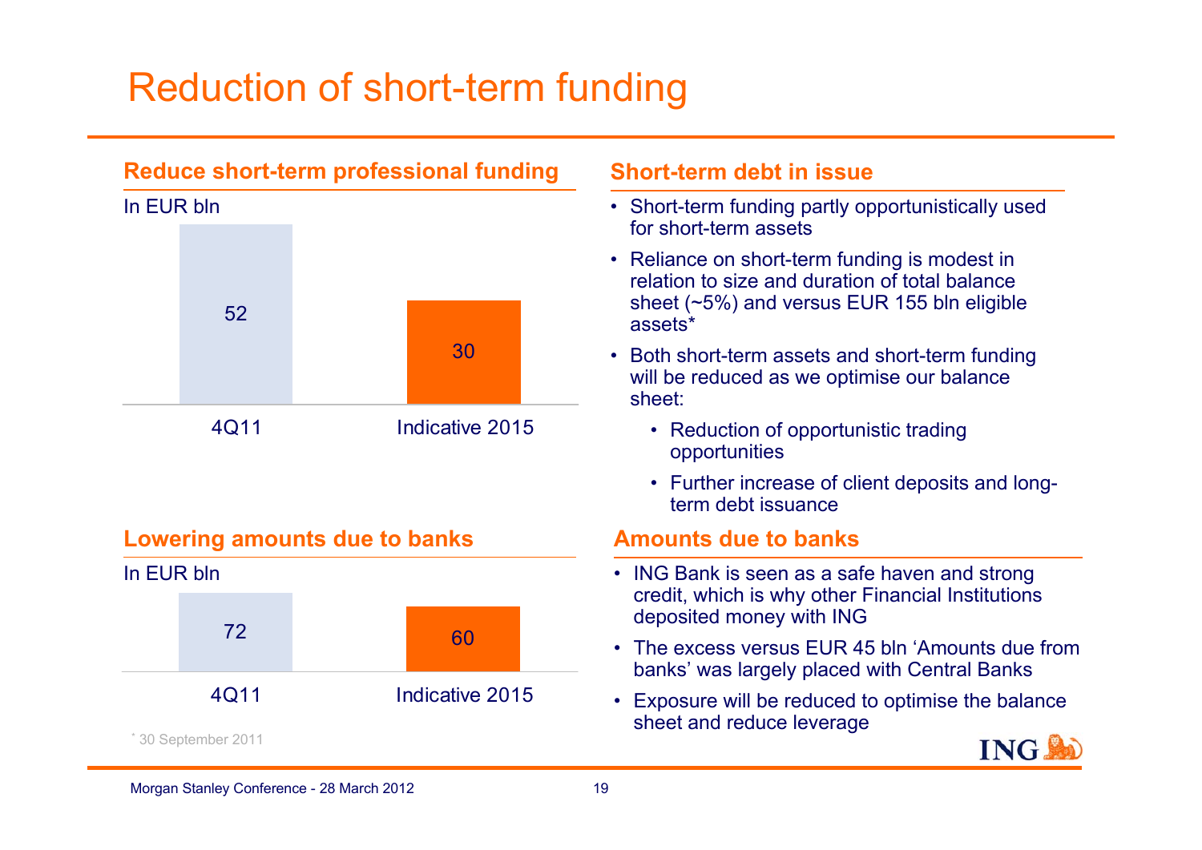# Reduction of short-term funding

## Reduce short-term professional funding

In EUR bln

| | 4Q11 | Indicative 2015 |
|---|---|---|
| Short-term professional funding | 52 | 30 |

## Short-term debt in issue

- Short-term funding partly opportunistically used for short-term assets
- Reliance on short-term funding is modest in relation to size and duration of total balance sheet (~5%) and versus EUR 155 bln eligible assets*
- Both short-term assets and short-term funding will be reduced as we optimise our balance sheet:
  - Reduction of opportunistic trading opportunities
  - Further increase of client deposits and long-term debt issuance

## Lowering amounts due to banks

In EUR bln

| | 4Q11 | Indicative 2015 |
|---|---|---|
| Amounts due to banks | 72 | 60 |

## Amounts due to banks

- ING Bank is seen as a safe haven and strong credit, which is why other Financial Institutions deposited money with ING
- The excess versus EUR 45 bln 'Amounts due from banks' was largely placed with Central Banks
- Exposure will be reduced to optimise the balance sheet and reduce leverage

* 30 September 2011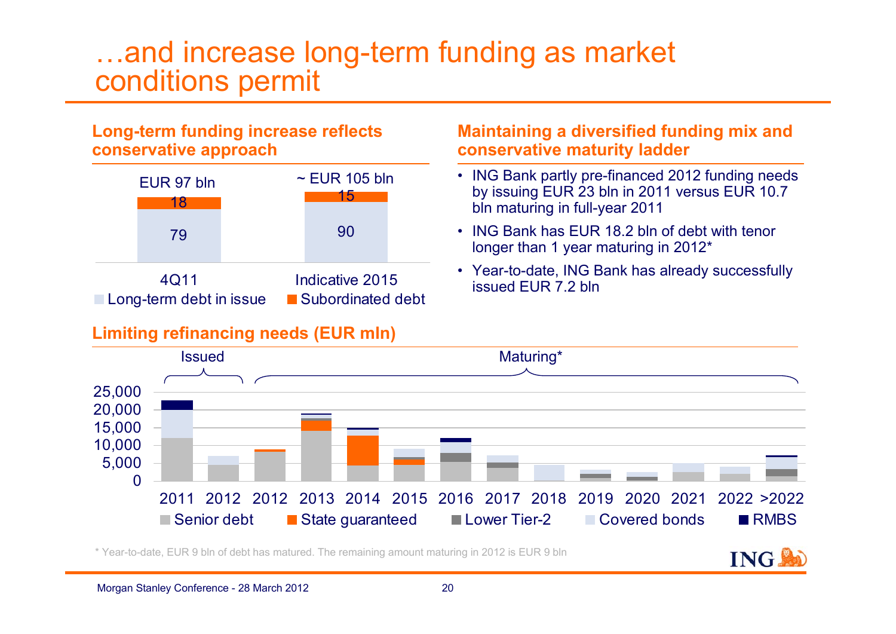# …and increase long-term funding as market conditions permit

## Long-term funding increase reflects conservative approach

| | 4Q11 | Indicative 2015 |
|---|---|---|
| Total | EUR 97 bln | ~ EUR 105 bln |
| Long-term debt in issue | 79 | 90 |
| Subordinated debt | 18 | 15 |

## Maintaining a diversified funding mix and conservative maturity ladder

- ING Bank partly pre-financed 2012 funding needs by issuing EUR 23 bln in 2011 versus EUR 10.7 bln maturing in full-year 2011
- ING Bank has EUR 18.2 bln of debt with tenor longer than 1 year maturing in 2012*
- Year-to-date, ING Bank has already successfully issued EUR 7.2 bln

## Limiting refinancing needs (EUR mln)

Issued: 2011, 2012 — Maturing*: 2012 through >2022

Categories: Senior debt, State guaranteed, Lower Tier-2, Covered bonds, RMBS

Y-axis: 0 – 25,000

X-axis: 2011, 2012 (issued); 2012, 2013, 2014, 2015, 2016, 2017, 2018, 2019, 2020, 2021, 2022, >2022 (maturing)

\* Year-to-date, EUR 9 bln of debt has matured. The remaining amount maturing in 2012 is EUR 9 bln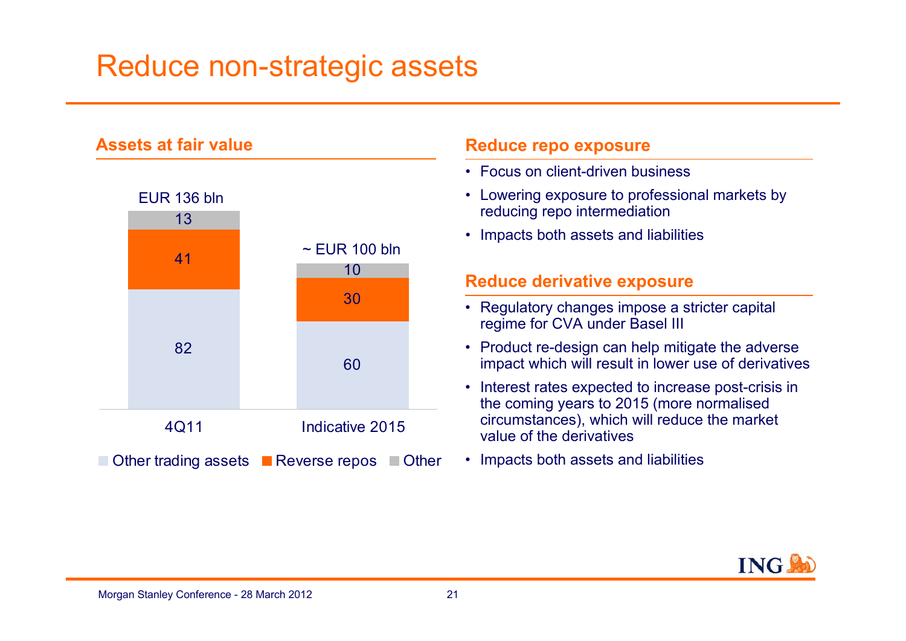# Reduce non-strategic assets

## Assets at fair value

| | 4Q11 | Indicative 2015 |
|---|---|---|
| Other trading assets | 82 | 60 |
| Reverse repos | 41 | 30 |
| Other | 13 | 10 |
| Total | EUR 136 bln | ~ EUR 100 bln |

## Reduce repo exposure

- Focus on client-driven business
- Lowering exposure to professional markets by reducing repo intermediation
- Impacts both assets and liabilities

## Reduce derivative exposure

- Regulatory changes impose a stricter capital regime for CVA under Basel III
- Product re-design can help mitigate the adverse impact which will result in lower use of derivatives
- Interest rates expected to increase post-crisis in the coming years to 2015 (more normalised circumstances), which will reduce the market value of the derivatives
- Impacts both assets and liabilities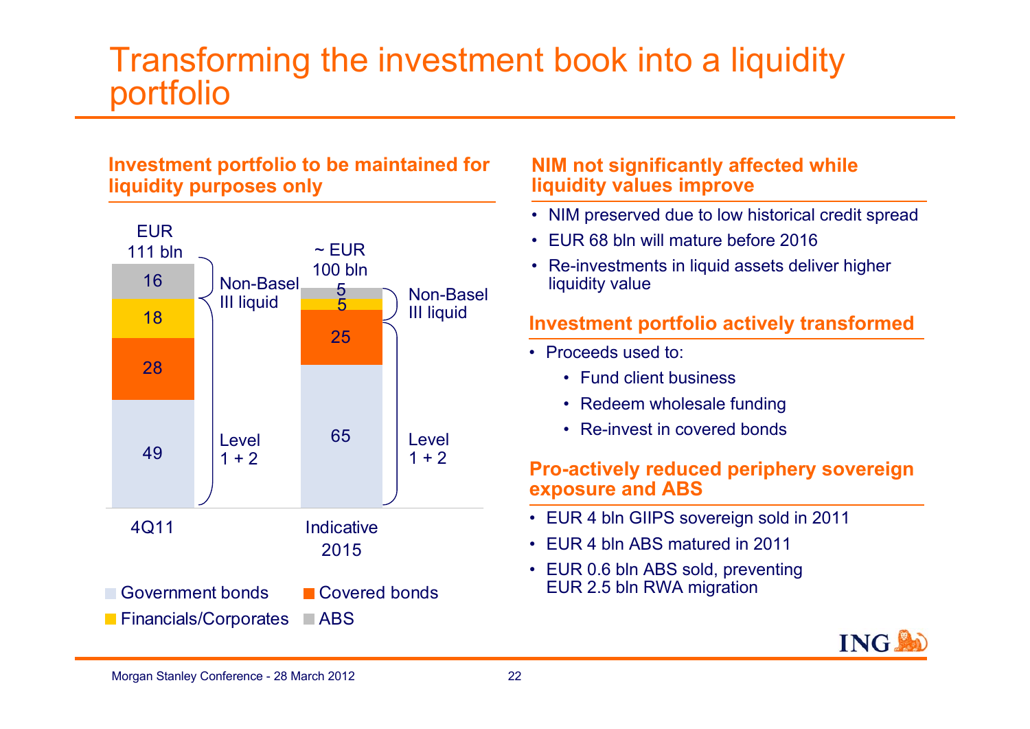# Transforming the investment book into a liquidity portfolio

## Investment portfolio to be maintained for liquidity purposes only

| | 4Q11 | Indicative 2015 |
|---|---|---|
| Total | EUR 111 bln | ~ EUR 100 bln |
| ABS | 16 | 5 |
| Financials/Corporates | 18 | 5 |
| Covered bonds | 28 | 25 |
| Government bonds | 49 | 65 |

Non-Basel III liquid: ABS and Financials/Corporates

Level 1 + 2: Covered bonds and Government bonds

## NIM not significantly affected while liquidity values improve

- NIM preserved due to low historical credit spread
- EUR 68 bln will mature before 2016
- Re-investments in liquid assets deliver higher liquidity value

## Investment portfolio actively transformed

- Proceeds used to:
  - Fund client business
  - Redeem wholesale funding
  - Re-invest in covered bonds

## Pro-actively reduced periphery sovereign exposure and ABS

- EUR 4 bln GIIPS sovereign sold in 2011
- EUR 4 bln ABS matured in 2011
- EUR 0.6 bln ABS sold, preventing EUR 2.5 bln RWA migration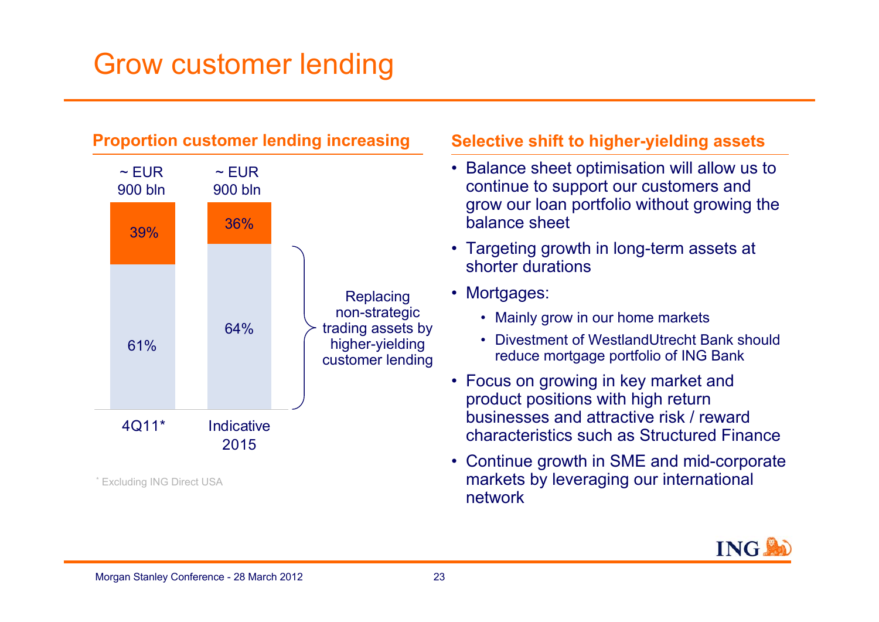# Grow customer lending

## Proportion customer lending increasing

| | 4Q11* | Indicative 2015 |
|---|---|---|
| Total | ~ EUR 900 bln | ~ EUR 900 bln |
| Orange segment | 39% | 36% |
| Customer lending | 61% | 64% |

Replacing non-strategic trading assets by higher-yielding customer lending

* Excluding ING Direct USA

## Selective shift to higher-yielding assets

- Balance sheet optimisation will allow us to continue to support our customers and grow our loan portfolio without growing the balance sheet
- Targeting growth in long-term assets at shorter durations
- Mortgages:
  - Mainly grow in our home markets
  - Divestment of WestlandUtrecht Bank should reduce mortgage portfolio of ING Bank
- Focus on growing in key market and product positions with high return businesses and attractive risk / reward characteristics such as Structured Finance
- Continue growth in SME and mid-corporate markets by leveraging our international network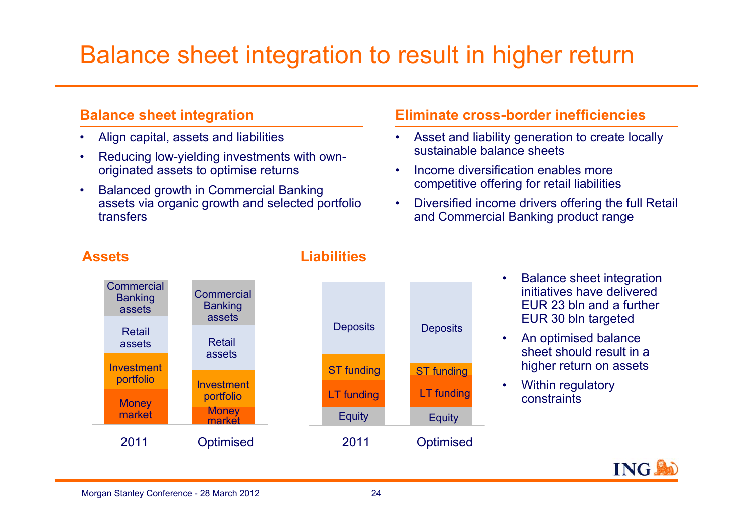# Balance sheet integration to result in higher return

## Balance sheet integration

- Align capital, assets and liabilities
- Reducing low-yielding investments with own-originated assets to optimise returns
- Balanced growth in Commercial Banking assets via organic growth and selected portfolio transfers

## Eliminate cross-border inefficiencies

- Asset and liability generation to create locally sustainable balance sheets
- Income diversification enables more competitive offering for retail liabilities
- Diversified income drivers offering the full Retail and Commercial Banking product range

## Assets

| 2011 | Optimised |
|---|---|
| Commercial Banking assets | Commercial Banking assets |
| Retail assets | Retail assets |
| Investment portfolio | Investment portfolio |
| Money market | Money market |

## Liabilities

| 2011 | Optimised |
|---|---|
| Deposits | Deposits |
| ST funding | ST funding |
| LT funding | LT funding |
| Equity | Equity |

- Balance sheet integration initiatives have delivered EUR 23 bln and a further EUR 30 bln targeted
- An optimised balance sheet should result in a higher return on assets
- Within regulatory constraints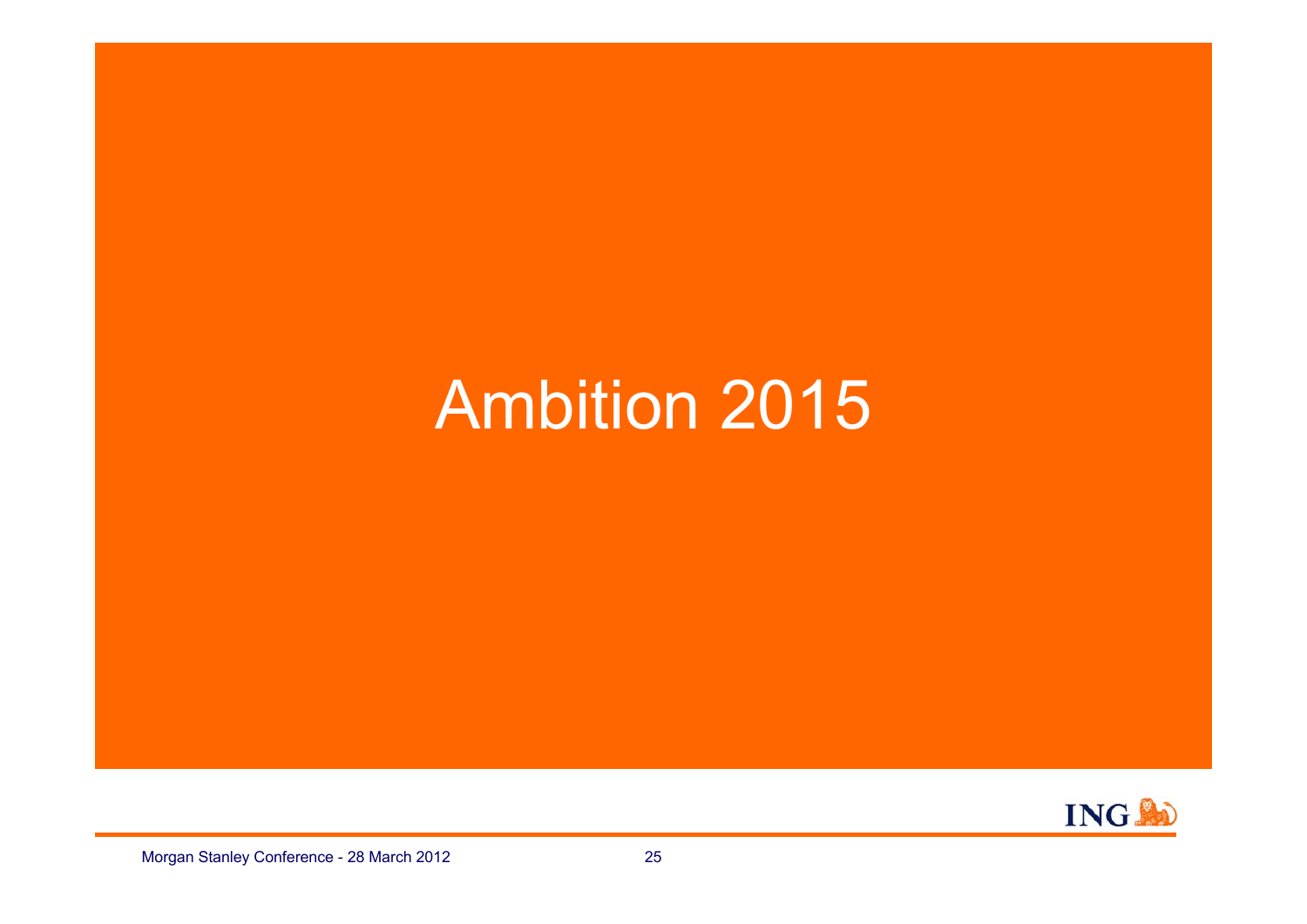# Ambition 2015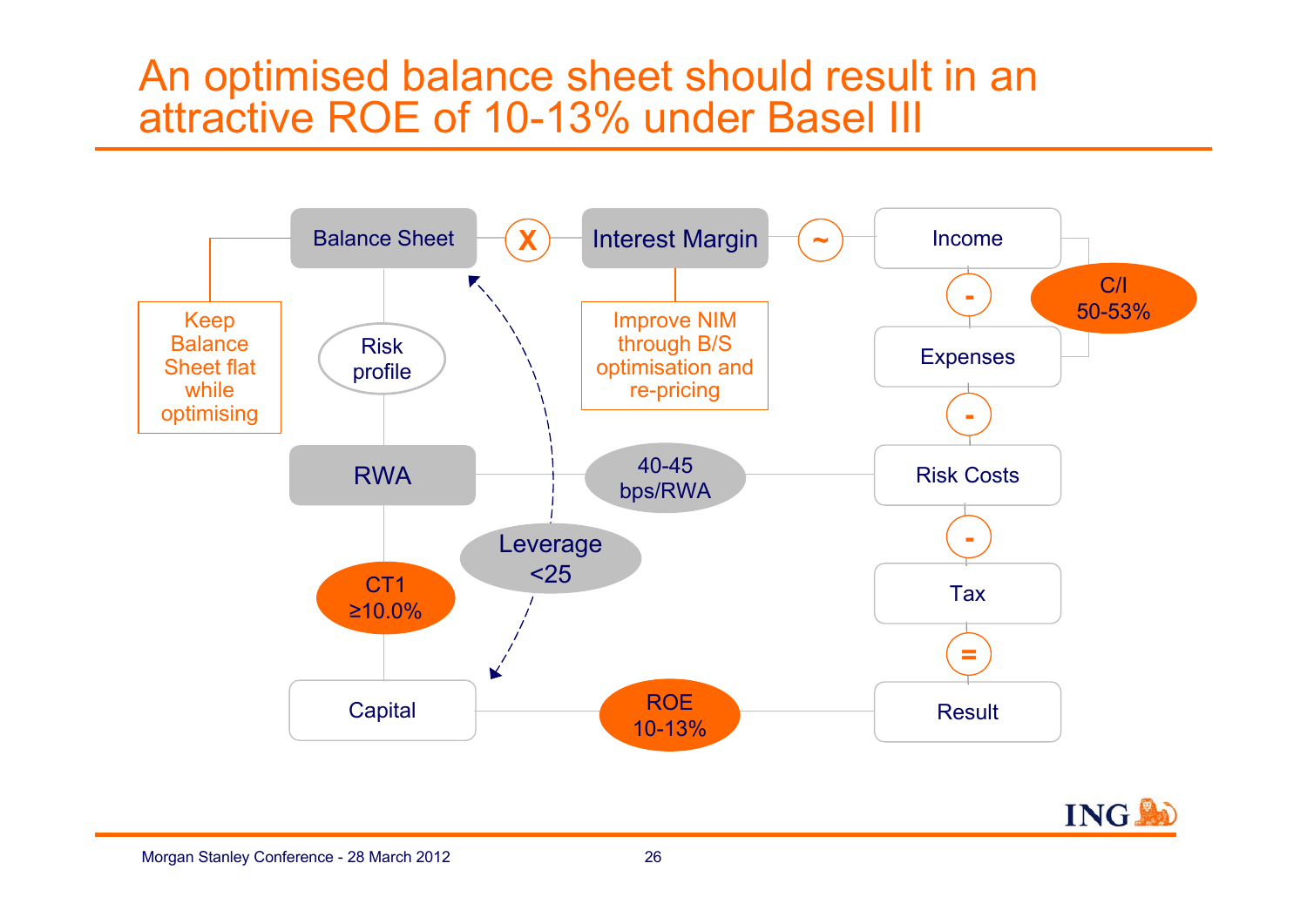# An optimised balance sheet should result in an attractive ROE of 10-13% under Basel III

Balance Sheet **X** Interest Margin **~** Income

Keep Balance Sheet flat while optimising

Improve NIM through B/S optimisation and re-pricing

Risk profile

Income **-** Expenses **-** Risk Costs **-** Tax **=** Result

C/I 50-53%

RWA — 40-45 bps/RWA — Risk Costs

Leverage <25

CT1 ≥10.0%

Capital — ROE 10-13% — Result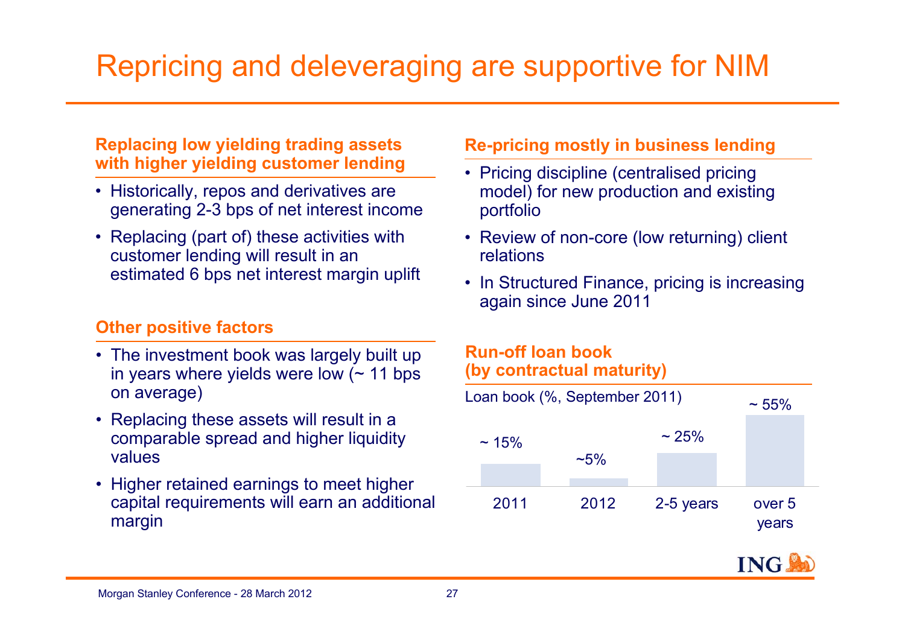# Repricing and deleveraging are supportive for NIM

### Replacing low yielding trading assets with higher yielding customer lending

- Historically, repos and derivatives are generating 2-3 bps of net interest income
- Replacing (part of) these activities with customer lending will result in an estimated 6 bps net interest margin uplift

### Other positive factors

- The investment book was largely built up in years where yields were low (~ 11 bps on average)
- Replacing these assets will result in a comparable spread and higher liquidity values
- Higher retained earnings to meet higher capital requirements will earn an additional margin

### Re-pricing mostly in business lending

- Pricing discipline (centralised pricing model) for new production and existing portfolio
- Review of non-core (low returning) client relations
- In Structured Finance, pricing is increasing again since June 2011

### Run-off loan book (by contractual maturity)

Loan book (%, September 2011)

| 2011 | 2012 | 2-5 years | over 5 years |
|---|---|---|---|
| ~ 15% | ~5% | ~ 25% | ~ 55% |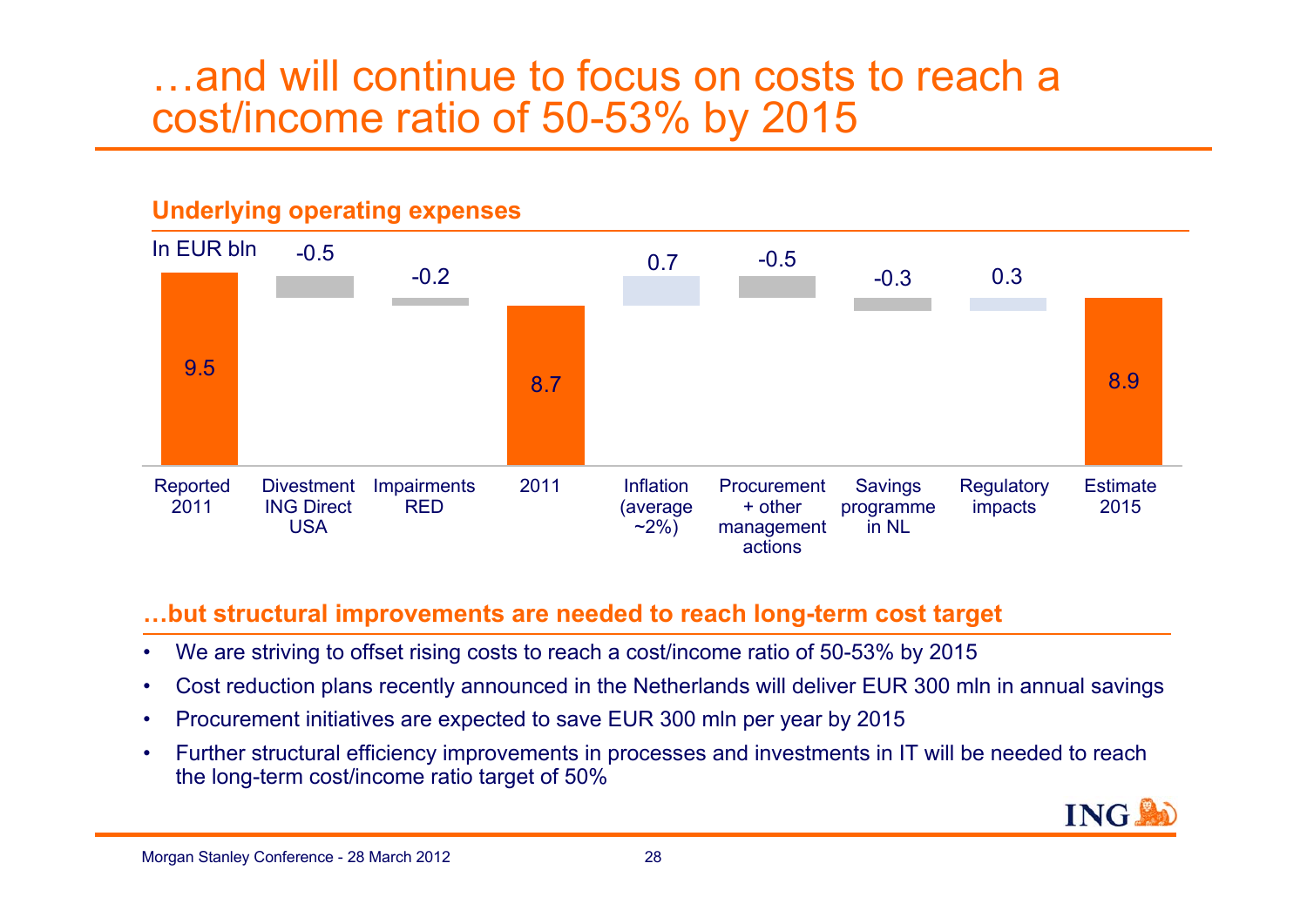# …and will continue to focus on costs to reach a cost/income ratio of 50-53% by 2015

## Underlying operating expenses

In EUR bln

| Reported 2011 | Divestment ING Direct USA | Impairments RED | 2011 | Inflation (average ~2%) | Procurement + other management actions | Savings programme in NL | Regulatory impacts | Estimate 2015 |
|---|---|---|---|---|---|---|---|---|
| 9.5 | -0.5 | -0.2 | 8.7 | 0.7 | -0.5 | -0.3 | 0.3 | 8.9 |

## …but structural improvements are needed to reach long-term cost target

- We are striving to offset rising costs to reach a cost/income ratio of 50-53% by 2015
- Cost reduction plans recently announced in the Netherlands will deliver EUR 300 mln in annual savings
- Procurement initiatives are expected to save EUR 300 mln per year by 2015
- Further structural efficiency improvements in processes and investments in IT will be needed to reach the long-term cost/income ratio target of 50%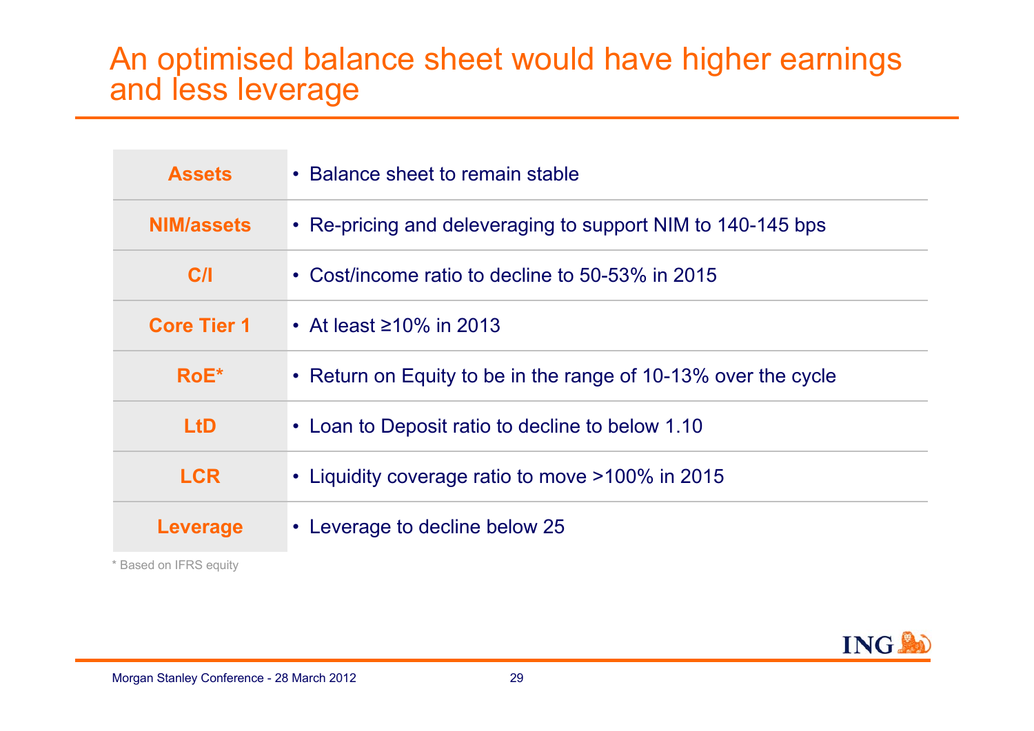# An optimised balance sheet would have higher earnings and less leverage

| | |
|---|---|
| **Assets** | • Balance sheet to remain stable |
| **NIM/assets** | • Re-pricing and deleveraging to support NIM to 140-145 bps |
| **C/I** | • Cost/income ratio to decline to 50-53% in 2015 |
| **Core Tier 1** | • At least ≥10% in 2013 |
| **RoE*** | • Return on Equity to be in the range of 10-13% over the cycle |
| **LtD** | • Loan to Deposit ratio to decline to below 1.10 |
| **LCR** | • Liquidity coverage ratio to move >100% in 2015 |
| **Leverage** | • Leverage to decline below 25 |

* Based on IFRS equity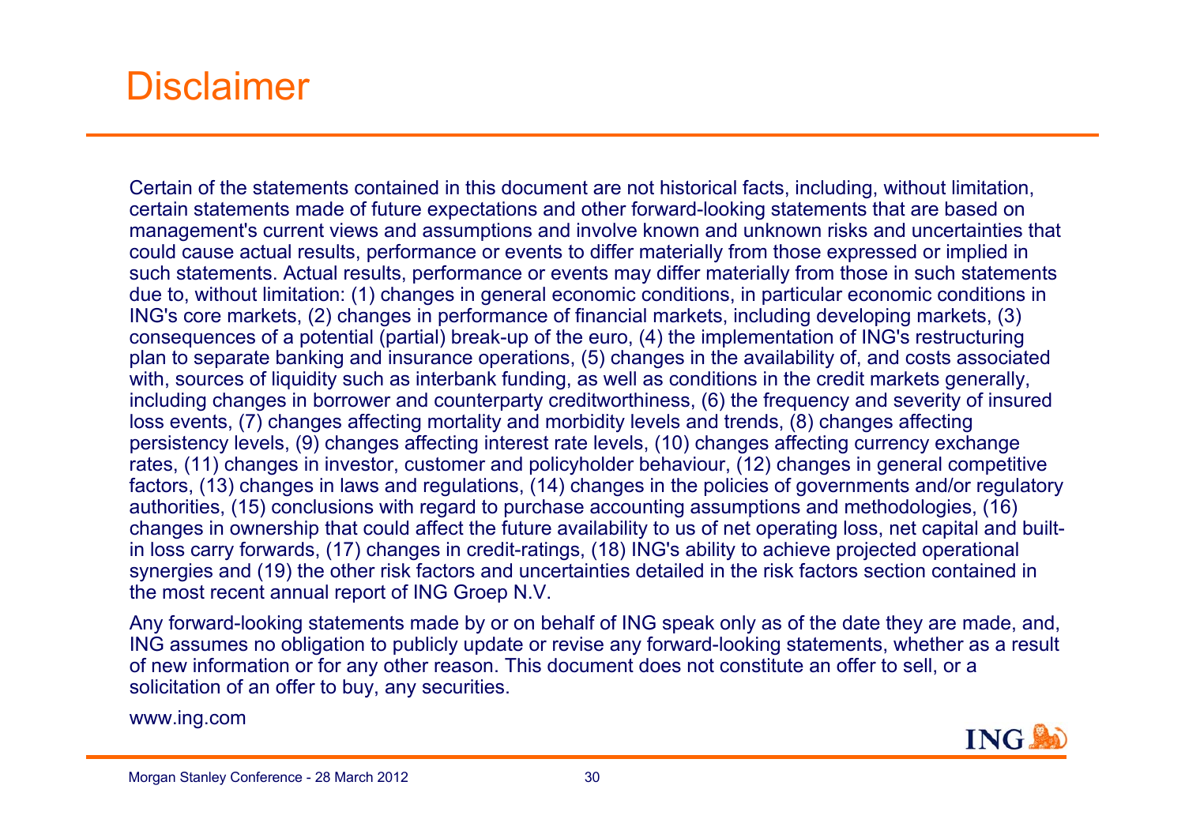# Disclaimer

Certain of the statements contained in this document are not historical facts, including, without limitation, certain statements made of future expectations and other forward-looking statements that are based on management's current views and assumptions and involve known and unknown risks and uncertainties that could cause actual results, performance or events to differ materially from those expressed or implied in such statements. Actual results, performance or events may differ materially from those in such statements due to, without limitation: (1) changes in general economic conditions, in particular economic conditions in ING's core markets, (2) changes in performance of financial markets, including developing markets, (3) consequences of a potential (partial) break-up of the euro, (4) the implementation of ING's restructuring plan to separate banking and insurance operations, (5) changes in the availability of, and costs associated with, sources of liquidity such as interbank funding, as well as conditions in the credit markets generally, including changes in borrower and counterparty creditworthiness, (6) the frequency and severity of insured loss events, (7) changes affecting mortality and morbidity levels and trends, (8) changes affecting persistency levels, (9) changes affecting interest rate levels, (10) changes affecting currency exchange rates, (11) changes in investor, customer and policyholder behaviour, (12) changes in general competitive factors, (13) changes in laws and regulations, (14) changes in the policies of governments and/or regulatory authorities, (15) conclusions with regard to purchase accounting assumptions and methodologies, (16) changes in ownership that could affect the future availability to us of net operating loss, net capital and built-in loss carry forwards, (17) changes in credit-ratings, (18) ING's ability to achieve projected operational synergies and (19) the other risk factors and uncertainties detailed in the risk factors section contained in the most recent annual report of ING Groep N.V.

Any forward-looking statements made by or on behalf of ING speak only as of the date they are made, and, ING assumes no obligation to publicly update or revise any forward-looking statements, whether as a result of new information or for any other reason. This document does not constitute an offer to sell, or a solicitation of an offer to buy, any securities.

www.ing.com